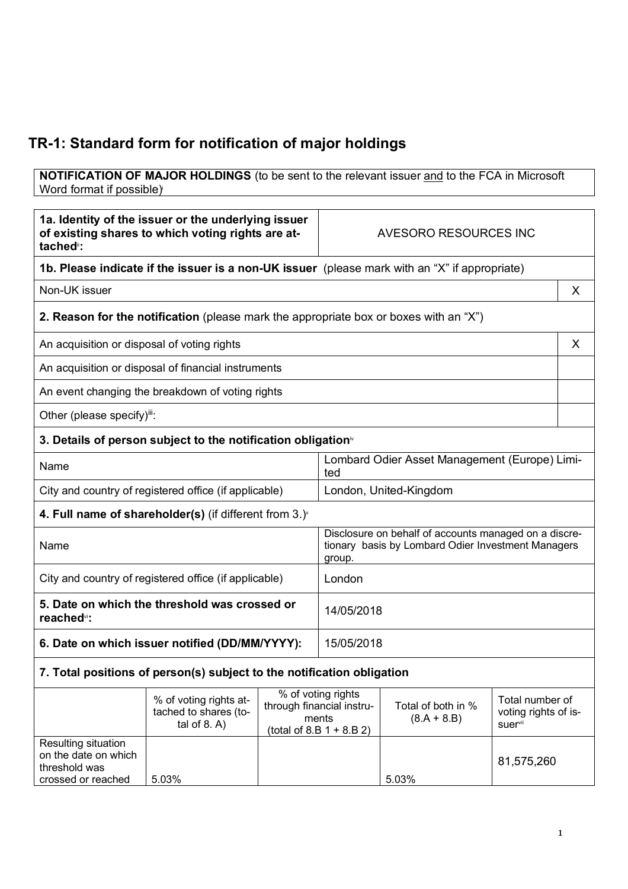# TR-1: Standard form for notification of major holdings

**NOTIFICATION OF MAJOR HOLDINGS** (to be sent to the relevant issuer and to the FCA in Microsoft Word format if possible)[i]

| | |
|---|---|
| **1a. Identity of the issuer or the underlying issuer of existing shares to which voting rights are attached**[ii]**:** | AVESORO RESOURCES INC |

**1b. Please indicate if the issuer is a non-UK issuer** (please mark with an "X" if appropriate)

| | |
|---|---|
| Non-UK issuer | X |

**2. Reason for the notification** (please mark the appropriate box or boxes with an "X")

| | |
|---|---|
| An acquisition or disposal of voting rights | X |
| An acquisition or disposal of financial instruments | |
| An event changing the breakdown of voting rights | |
| Other (please specify)[iii]: | |

**3. Details of person subject to the notification obligation**[iv]

| | |
|---|---|
| Name | Lombard Odier Asset Management (Europe) Limited |
| City and country of registered office (if applicable) | London, United-Kingdom |

**4. Full name of shareholder(s)** (if different from 3.)[v]

| | |
|---|---|
| Name | Disclosure on behalf of accounts managed on a discretionary basis by Lombard Odier Investment Managers group. |
| City and country of registered office (if applicable) | London |

| | |
|---|---|
| **5. Date on which the threshold was crossed or reached**[vi]**:** | 14/05/2018 |
| **6. Date on which issuer notified (DD/MM/YYYY):** | 15/05/2018 |

**7. Total positions of person(s) subject to the notification obligation**

| | % of voting rights attached to shares (total of 8. A) | % of voting rights through financial instruments (total of 8.B 1 + 8.B 2) | Total of both in % (8.A + 8.B) | Total number of voting rights of issuer[vii] |
|---|---|---|---|---|
| Resulting situation on the date on which threshold was crossed or reached | 5.03% | | 5.03% | 81,575,260 |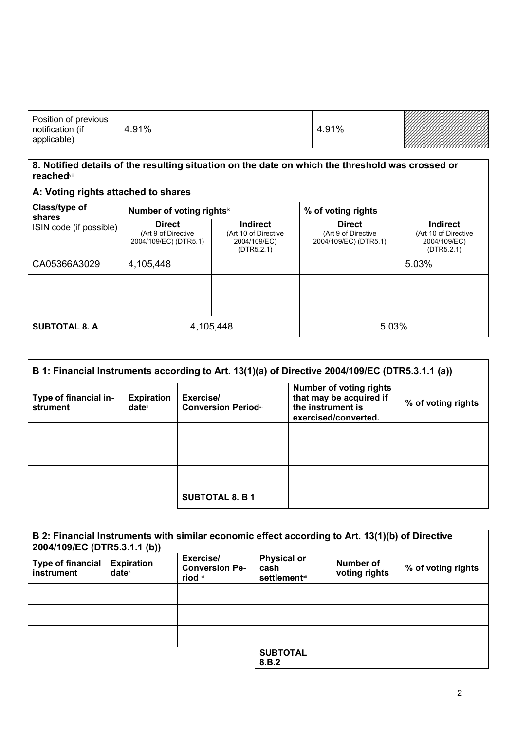| Position of previous notification (if applicable) | 4.91% | | 4.91% | |
|---|---|---|---|---|

**8. Notified details of the resulting situation on the date on which the threshold was crossed or reached**[viii]

**A: Voting rights attached to shares**

| Class/type of shares ISIN code (if possible) | Number of voting rights[ix] | | % of voting rights | |
|---|---|---|---|---|
| | **Direct** (Art 9 of Directive 2004/109/EC) (DTR5.1) | **Indirect** (Art 10 of Directive 2004/109/EC) (DTR5.2.1) | **Direct** (Art 9 of Directive 2004/109/EC) (DTR5.1) | **Indirect** (Art 10 of Directive 2004/109/EC) (DTR5.2.1) |
| CA05366A3029 | 4,105,448 | | | 5.03% |
| | | | | |
| | | | | |
| **SUBTOTAL 8. A** | 4,105,448 | | 5.03% | |

**B 1: Financial Instruments according to Art. 13(1)(a) of Directive 2004/109/EC (DTR5.3.1.1 (a))**

| Type of financial instrument | Expiration date[x] | Exercise/ Conversion Period[xi] | Number of voting rights that may be acquired if the instrument is exercised/converted. | % of voting rights |
|---|---|---|---|---|
| | | | | |
| | | | | |
| | | | | |
| | | **SUBTOTAL 8. B 1** | | |

**B 2: Financial Instruments with similar economic effect according to Art. 13(1)(b) of Directive 2004/109/EC (DTR5.3.1.1 (b))**

| Type of financial instrument | Expiration date[x] | Exercise/ Conversion Period[xi] | Physical or cash settlement[xii] | Number of voting rights | % of voting rights |
|---|---|---|---|---|---|
| | | | | | |
| | | | | | |
| | | | | | |
| | | | **SUBTOTAL 8.B.2** | | |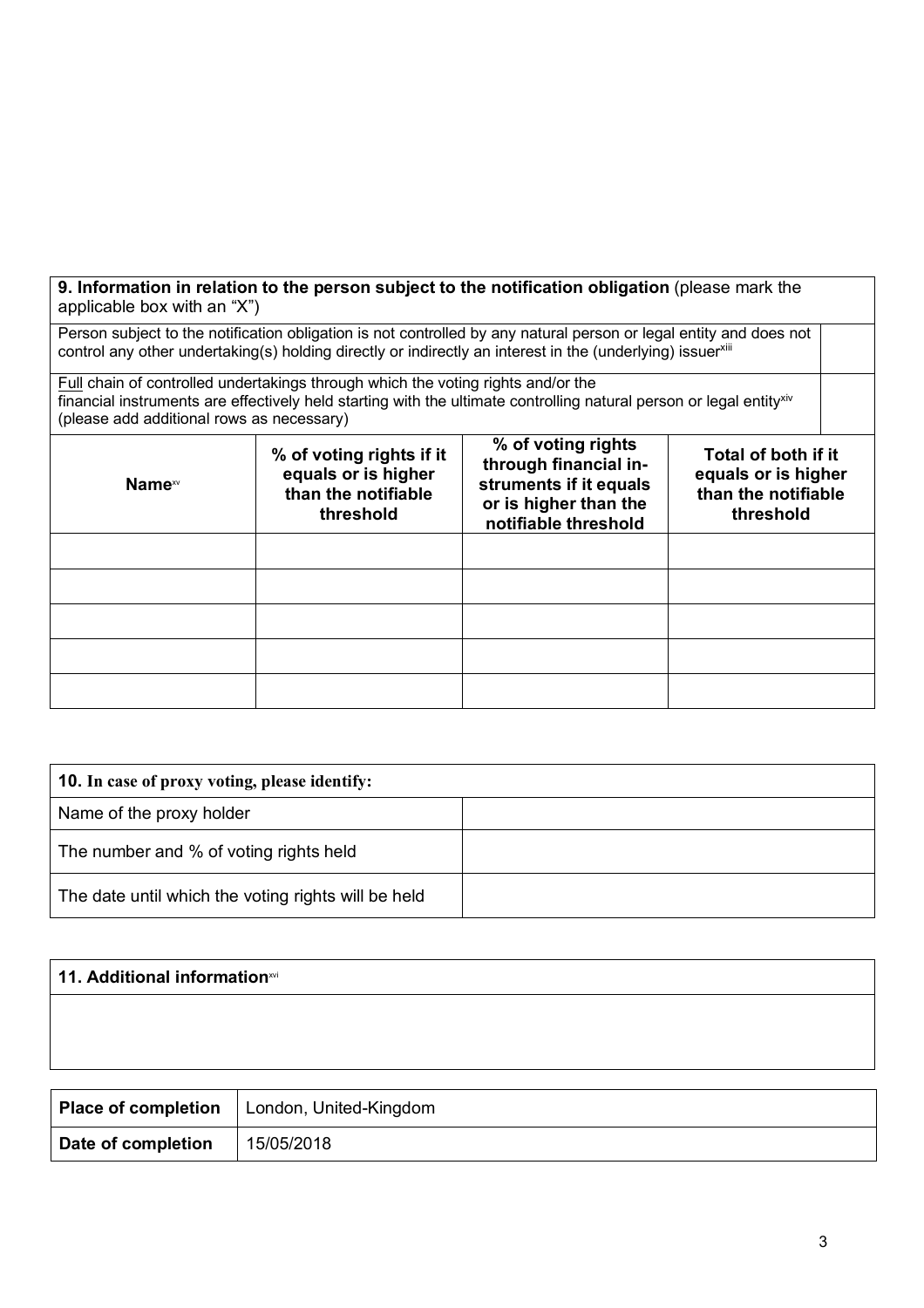**9. Information in relation to the person subject to the notification obligation** (please mark the applicable box with an "X")

| | |
|---|---|
| Person subject to the notification obligation is not controlled by any natural person or legal entity and does not control any other undertaking(s) holding directly or indirectly an interest in the (underlying) issuer[xiii] | |
| Full chain of controlled undertakings through which the voting rights and/or the financial instruments are effectively held starting with the ultimate controlling natural person or legal entity[xiv] (please add additional rows as necessary) | |

| Name[xv] | % of voting rights if it equals or is higher than the notifiable threshold | % of voting rights through financial instruments if it equals or is higher than the notifiable threshold | Total of both if it equals or is higher than the notifiable threshold |
|---|---|---|---|
| | | | |
| | | | |
| | | | |
| | | | |
| | | | |

| **10. In case of proxy voting, please identify:** | |
|---|---|
| Name of the proxy holder | |
| The number and % of voting rights held | |
| The date until which the voting rights will be held | |

| **11. Additional information**[xvi] |
|---|
| |

| | |
|---|---|
| **Place of completion** | London, United-Kingdom |
| **Date of completion** | 15/05/2018 |